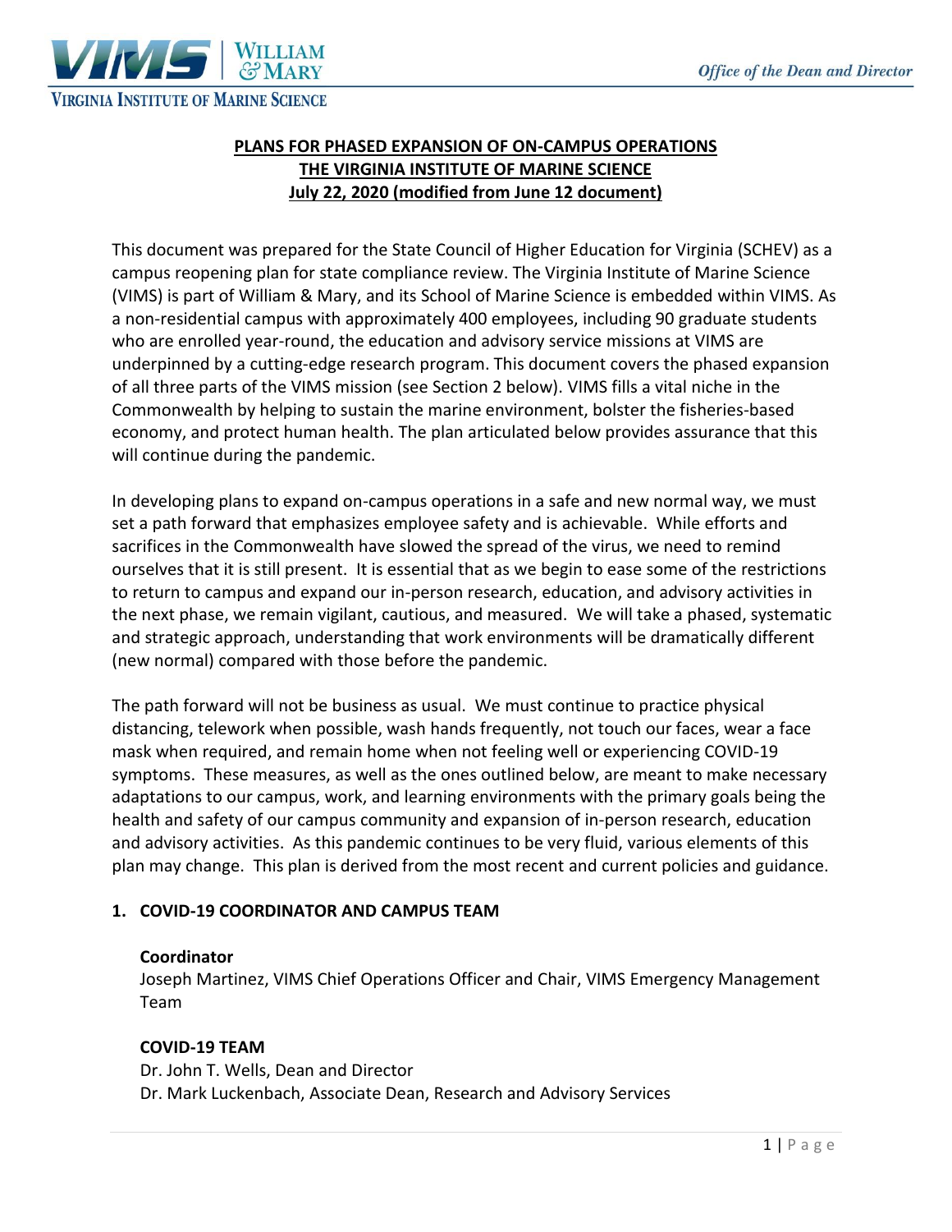# PLANS FOR PHASED EXPANSION OF ON-CAMPUS OPERATIONS
## THE VIRGINIA INSTITUTE OF MARINE SCIENCE
### July 22, 2020 (modified from June 12 document)

This document was prepared for the State Council of Higher Education for Virginia (SCHEV) as a campus reopening plan for state compliance review. The Virginia Institute of Marine Science (VIMS) is part of William & Mary, and its School of Marine Science is embedded within VIMS. As a non-residential campus with approximately 400 employees, including 90 graduate students who are enrolled year-round, the education and advisory service missions at VIMS are underpinned by a cutting-edge research program. This document covers the phased expansion of all three parts of the VIMS mission (see Section 2 below). VIMS fills a vital niche in the Commonwealth by helping to sustain the marine environment, bolster the fisheries-based economy, and protect human health. The plan articulated below provides assurance that this will continue during the pandemic.

In developing plans to expand on-campus operations in a safe and new normal way, we must set a path forward that emphasizes employee safety and is achievable. While efforts and sacrifices in the Commonwealth have slowed the spread of the virus, we need to remind ourselves that it is still present. It is essential that as we begin to ease some of the restrictions to return to campus and expand our in-person research, education, and advisory activities in the next phase, we remain vigilant, cautious, and measured. We will take a phased, systematic and strategic approach, understanding that work environments will be dramatically different (new normal) compared with those before the pandemic.

The path forward will not be business as usual. We must continue to practice physical distancing, telework when possible, wash hands frequently, not touch our faces, wear a face mask when required, and remain home when not feeling well or experiencing COVID-19 symptoms. These measures, as well as the ones outlined below, are meant to make necessary adaptations to our campus, work, and learning environments with the primary goals being the health and safety of our campus community and expansion of in-person research, education and advisory activities. As this pandemic continues to be very fluid, various elements of this plan may change. This plan is derived from the most recent and current policies and guidance.

## 1. COVID-19 COORDINATOR AND CAMPUS TEAM

**Coordinator**

Joseph Martinez, VIMS Chief Operations Officer and Chair, VIMS Emergency Management Team

**COVID-19 TEAM**

Dr. John T. Wells, Dean and Director

Dr. Mark Luckenbach, Associate Dean, Research and Advisory Services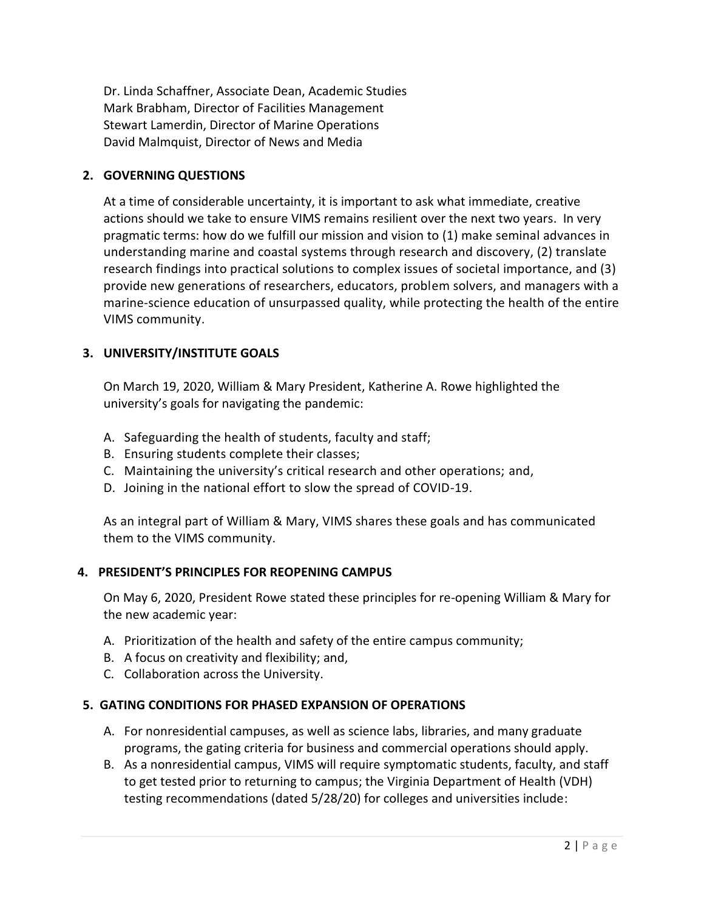Dr. Linda Schaffner, Associate Dean, Academic Studies
Mark Brabham, Director of Facilities Management
Stewart Lamerdin, Director of Marine Operations
David Malmquist, Director of News and Media

## 2. GOVERNING QUESTIONS

At a time of considerable uncertainty, it is important to ask what immediate, creative actions should we take to ensure VIMS remains resilient over the next two years. In very pragmatic terms: how do we fulfill our mission and vision to (1) make seminal advances in understanding marine and coastal systems through research and discovery, (2) translate research findings into practical solutions to complex issues of societal importance, and (3) provide new generations of researchers, educators, problem solvers, and managers with a marine-science education of unsurpassed quality, while protecting the health of the entire VIMS community.

## 3. UNIVERSITY/INSTITUTE GOALS

On March 19, 2020, William & Mary President, Katherine A. Rowe highlighted the university's goals for navigating the pandemic:

A. Safeguarding the health of students, faculty and staff;
B. Ensuring students complete their classes;
C. Maintaining the university's critical research and other operations; and,
D. Joining in the national effort to slow the spread of COVID-19.

As an integral part of William & Mary, VIMS shares these goals and has communicated them to the VIMS community.

## 4. PRESIDENT'S PRINCIPLES FOR REOPENING CAMPUS

On May 6, 2020, President Rowe stated these principles for re-opening William & Mary for the new academic year:

A. Prioritization of the health and safety of the entire campus community;
B. A focus on creativity and flexibility; and,
C. Collaboration across the University.

## 5. GATING CONDITIONS FOR PHASED EXPANSION OF OPERATIONS

A. For nonresidential campuses, as well as science labs, libraries, and many graduate programs, the gating criteria for business and commercial operations should apply.
B. As a nonresidential campus, VIMS will require symptomatic students, faculty, and staff to get tested prior to returning to campus; the Virginia Department of Health (VDH) testing recommendations (dated 5/28/20) for colleges and universities include: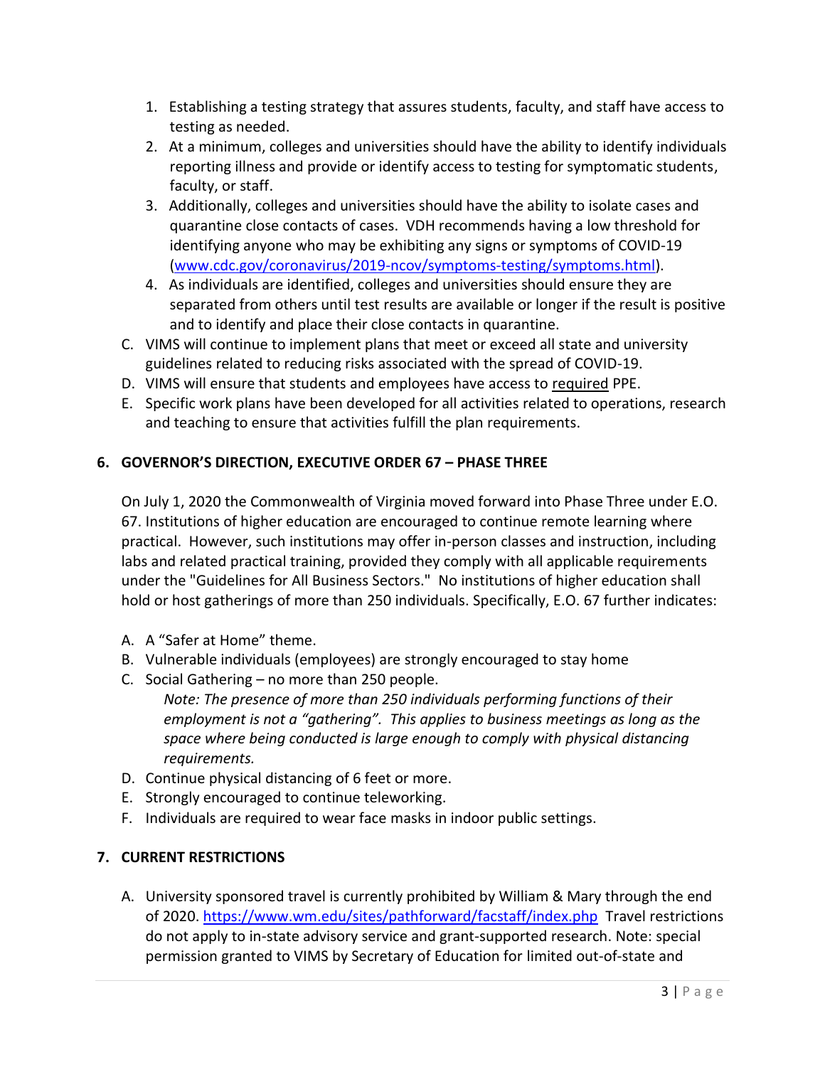1. Establishing a testing strategy that assures students, faculty, and staff have access to testing as needed.
2. At a minimum, colleges and universities should have the ability to identify individuals reporting illness and provide or identify access to testing for symptomatic students, faculty, or staff.
3. Additionally, colleges and universities should have the ability to isolate cases and quarantine close contacts of cases. VDH recommends having a low threshold for identifying anyone who may be exhibiting any signs or symptoms of COVID-19 (www.cdc.gov/coronavirus/2019-ncov/symptoms-testing/symptoms.html).
4. As individuals are identified, colleges and universities should ensure they are separated from others until test results are available or longer if the result is positive and to identify and place their close contacts in quarantine.

C. VIMS will continue to implement plans that meet or exceed all state and university guidelines related to reducing risks associated with the spread of COVID-19.

D. VIMS will ensure that students and employees have access to required PPE.

E. Specific work plans have been developed for all activities related to operations, research and teaching to ensure that activities fulfill the plan requirements.

## 6. GOVERNOR'S DIRECTION, EXECUTIVE ORDER 67 – PHASE THREE

On July 1, 2020 the Commonwealth of Virginia moved forward into Phase Three under E.O. 67. Institutions of higher education are encouraged to continue remote learning where practical. However, such institutions may offer in-person classes and instruction, including labs and related practical training, provided they comply with all applicable requirements under the "Guidelines for All Business Sectors." No institutions of higher education shall hold or host gatherings of more than 250 individuals. Specifically, E.O. 67 further indicates:

A. A "Safer at Home" theme.

B. Vulnerable individuals (employees) are strongly encouraged to stay home

C. Social Gathering – no more than 250 people.

*Note: The presence of more than 250 individuals performing functions of their employment is not a "gathering". This applies to business meetings as long as the space where being conducted is large enough to comply with physical distancing requirements.*

D. Continue physical distancing of 6 feet or more.

E. Strongly encouraged to continue teleworking.

F. Individuals are required to wear face masks in indoor public settings.

## 7. CURRENT RESTRICTIONS

A. University sponsored travel is currently prohibited by William & Mary through the end of 2020. https://www.wm.edu/sites/pathforward/facstaff/index.php Travel restrictions do not apply to in-state advisory service and grant-supported research. Note: special permission granted to VIMS by Secretary of Education for limited out-of-state and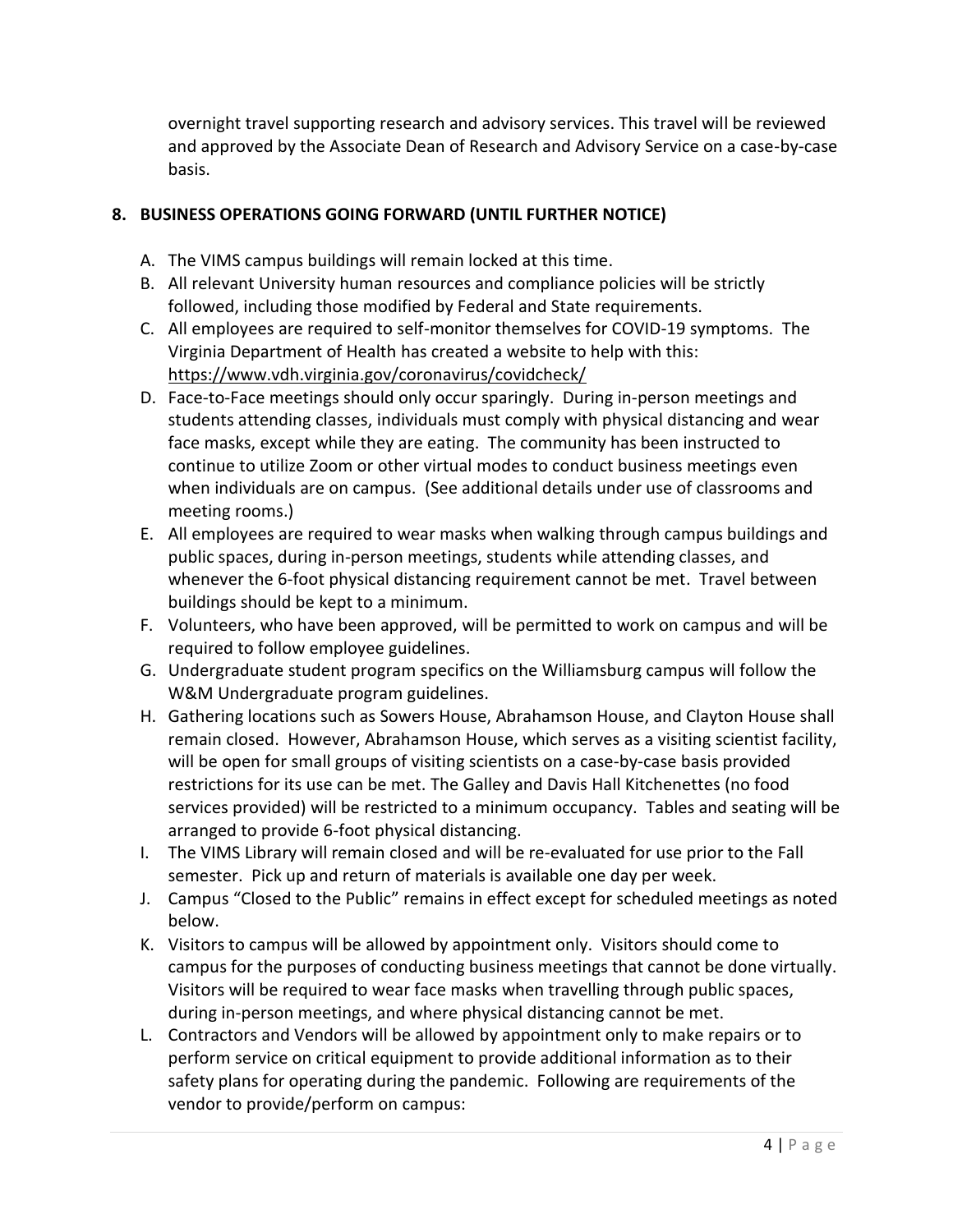overnight travel supporting research and advisory services. This travel will be reviewed and approved by the Associate Dean of Research and Advisory Service on a case-by-case basis.

## 8. BUSINESS OPERATIONS GOING FORWARD (UNTIL FURTHER NOTICE)

A. The VIMS campus buildings will remain locked at this time.
B. All relevant University human resources and compliance policies will be strictly followed, including those modified by Federal and State requirements.
C. All employees are required to self-monitor themselves for COVID-19 symptoms. The Virginia Department of Health has created a website to help with this: https://www.vdh.virginia.gov/coronavirus/covidcheck/
D. Face-to-Face meetings should only occur sparingly. During in-person meetings and students attending classes, individuals must comply with physical distancing and wear face masks, except while they are eating. The community has been instructed to continue to utilize Zoom or other virtual modes to conduct business meetings even when individuals are on campus. (See additional details under use of classrooms and meeting rooms.)
E. All employees are required to wear masks when walking through campus buildings and public spaces, during in-person meetings, students while attending classes, and whenever the 6-foot physical distancing requirement cannot be met. Travel between buildings should be kept to a minimum.
F. Volunteers, who have been approved, will be permitted to work on campus and will be required to follow employee guidelines.
G. Undergraduate student program specifics on the Williamsburg campus will follow the W&M Undergraduate program guidelines.
H. Gathering locations such as Sowers House, Abrahamson House, and Clayton House shall remain closed. However, Abrahamson House, which serves as a visiting scientist facility, will be open for small groups of visiting scientists on a case-by-case basis provided restrictions for its use can be met. The Galley and Davis Hall Kitchenettes (no food services provided) will be restricted to a minimum occupancy. Tables and seating will be arranged to provide 6-foot physical distancing.
I. The VIMS Library will remain closed and will be re-evaluated for use prior to the Fall semester. Pick up and return of materials is available one day per week.
J. Campus "Closed to the Public" remains in effect except for scheduled meetings as noted below.
K. Visitors to campus will be allowed by appointment only. Visitors should come to campus for the purposes of conducting business meetings that cannot be done virtually. Visitors will be required to wear face masks when travelling through public spaces, during in-person meetings, and where physical distancing cannot be met.
L. Contractors and Vendors will be allowed by appointment only to make repairs or to perform service on critical equipment to provide additional information as to their safety plans for operating during the pandemic. Following are requirements of the vendor to provide/perform on campus: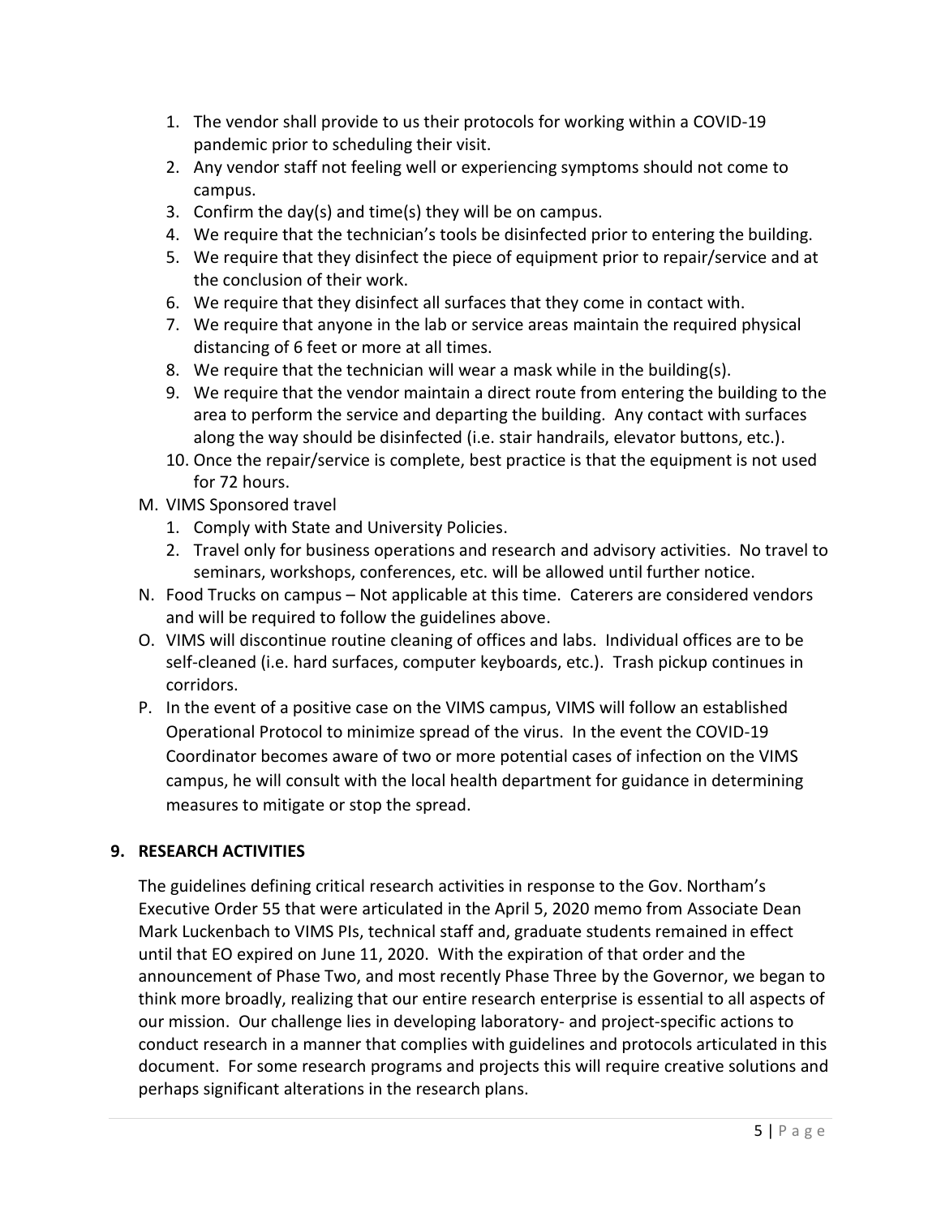1. The vendor shall provide to us their protocols for working within a COVID-19 pandemic prior to scheduling their visit.
2. Any vendor staff not feeling well or experiencing symptoms should not come to campus.
3. Confirm the day(s) and time(s) they will be on campus.
4. We require that the technician's tools be disinfected prior to entering the building.
5. We require that they disinfect the piece of equipment prior to repair/service and at the conclusion of their work.
6. We require that they disinfect all surfaces that they come in contact with.
7. We require that anyone in the lab or service areas maintain the required physical distancing of 6 feet or more at all times.
8. We require that the technician will wear a mask while in the building(s).
9. We require that the vendor maintain a direct route from entering the building to the area to perform the service and departing the building. Any contact with surfaces along the way should be disinfected (i.e. stair handrails, elevator buttons, etc.).
10. Once the repair/service is complete, best practice is that the equipment is not used for 72 hours.

M. VIMS Sponsored travel
   1. Comply with State and University Policies.
   2. Travel only for business operations and research and advisory activities. No travel to seminars, workshops, conferences, etc. will be allowed until further notice.

N. Food Trucks on campus – Not applicable at this time. Caterers are considered vendors and will be required to follow the guidelines above.

O. VIMS will discontinue routine cleaning of offices and labs. Individual offices are to be self-cleaned (i.e. hard surfaces, computer keyboards, etc.). Trash pickup continues in corridors.

P. In the event of a positive case on the VIMS campus, VIMS will follow an established Operational Protocol to minimize spread of the virus. In the event the COVID-19 Coordinator becomes aware of two or more potential cases of infection on the VIMS campus, he will consult with the local health department for guidance in determining measures to mitigate or stop the spread.

## 9. RESEARCH ACTIVITIES

The guidelines defining critical research activities in response to the Gov. Northam's Executive Order 55 that were articulated in the April 5, 2020 memo from Associate Dean Mark Luckenbach to VIMS PIs, technical staff and, graduate students remained in effect until that EO expired on June 11, 2020. With the expiration of that order and the announcement of Phase Two, and most recently Phase Three by the Governor, we began to think more broadly, realizing that our entire research enterprise is essential to all aspects of our mission. Our challenge lies in developing laboratory- and project-specific actions to conduct research in a manner that complies with guidelines and protocols articulated in this document. For some research programs and projects this will require creative solutions and perhaps significant alterations in the research plans.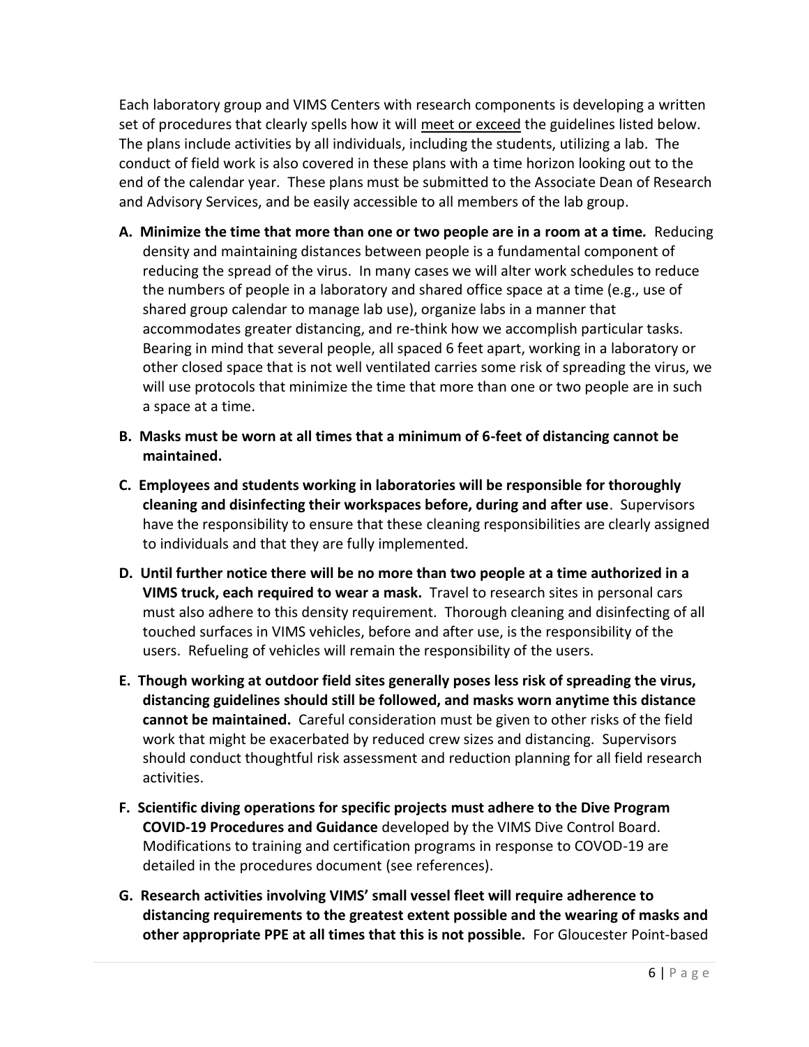Each laboratory group and VIMS Centers with research components is developing a written set of procedures that clearly spells how it will meet or exceed the guidelines listed below. The plans include activities by all individuals, including the students, utilizing a lab. The conduct of field work is also covered in these plans with a time horizon looking out to the end of the calendar year. These plans must be submitted to the Associate Dean of Research and Advisory Services, and be easily accessible to all members of the lab group.

**A. Minimize the time that more than one or two people are in a room at a time.** Reducing density and maintaining distances between people is a fundamental component of reducing the spread of the virus. In many cases we will alter work schedules to reduce the numbers of people in a laboratory and shared office space at a time (e.g., use of shared group calendar to manage lab use), organize labs in a manner that accommodates greater distancing, and re-think how we accomplish particular tasks. Bearing in mind that several people, all spaced 6 feet apart, working in a laboratory or other closed space that is not well ventilated carries some risk of spreading the virus, we will use protocols that minimize the time that more than one or two people are in such a space at a time.

**B. Masks must be worn at all times that a minimum of 6-feet of distancing cannot be maintained.**

**C. Employees and students working in laboratories will be responsible for thoroughly cleaning and disinfecting their workspaces before, during and after use**. Supervisors have the responsibility to ensure that these cleaning responsibilities are clearly assigned to individuals and that they are fully implemented.

**D. Until further notice there will be no more than two people at a time authorized in a VIMS truck, each required to wear a mask.** Travel to research sites in personal cars must also adhere to this density requirement. Thorough cleaning and disinfecting of all touched surfaces in VIMS vehicles, before and after use, is the responsibility of the users. Refueling of vehicles will remain the responsibility of the users.

**E. Though working at outdoor field sites generally poses less risk of spreading the virus, distancing guidelines should still be followed, and masks worn anytime this distance cannot be maintained.** Careful consideration must be given to other risks of the field work that might be exacerbated by reduced crew sizes and distancing. Supervisors should conduct thoughtful risk assessment and reduction planning for all field research activities.

**F. Scientific diving operations for specific projects must adhere to the Dive Program COVID-19 Procedures and Guidance** developed by the VIMS Dive Control Board. Modifications to training and certification programs in response to COVOD-19 are detailed in the procedures document (see references).

**G. Research activities involving VIMS' small vessel fleet will require adherence to distancing requirements to the greatest extent possible and the wearing of masks and other appropriate PPE at all times that this is not possible.** For Gloucester Point-based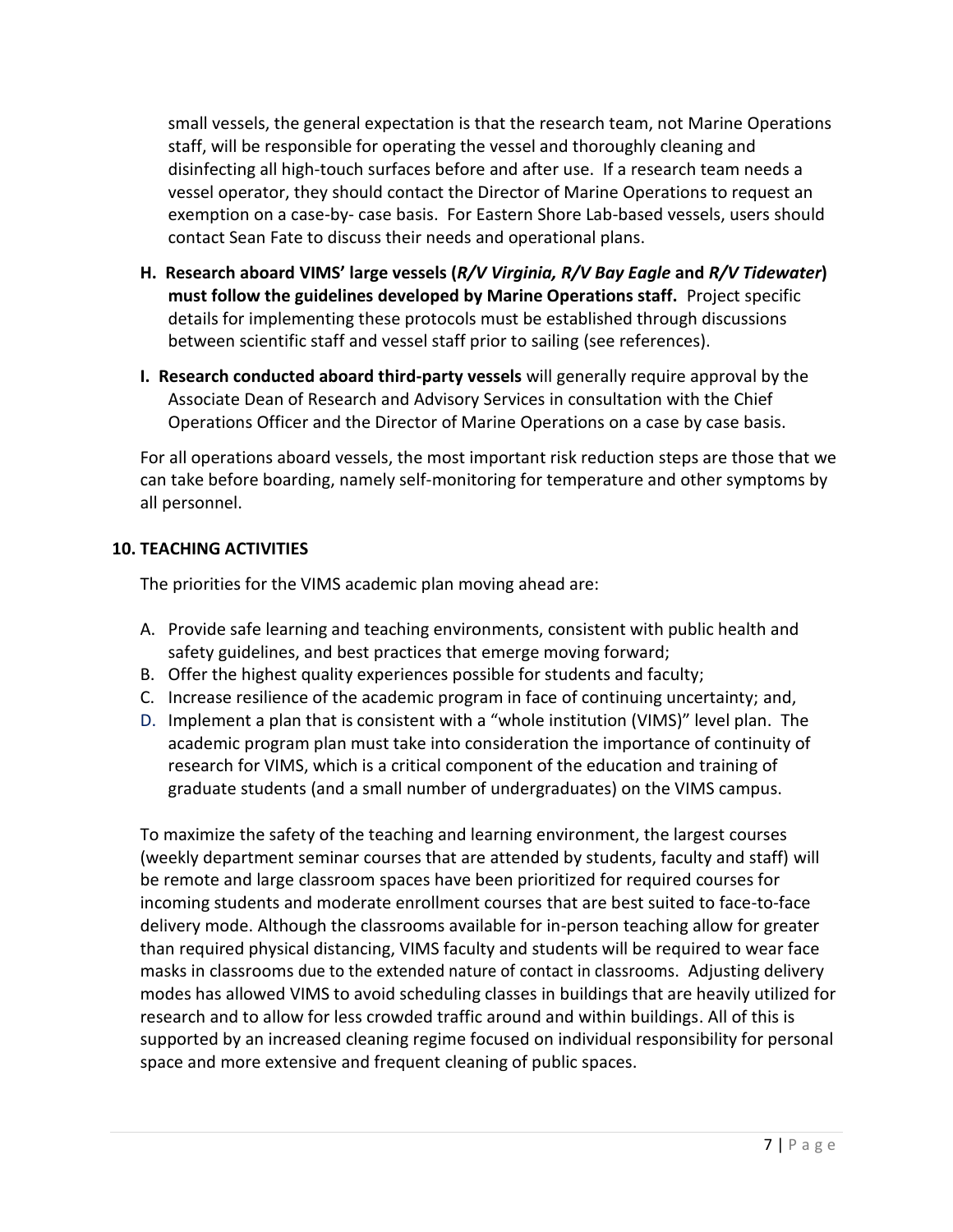small vessels, the general expectation is that the research team, not Marine Operations staff, will be responsible for operating the vessel and thoroughly cleaning and disinfecting all high-touch surfaces before and after use. If a research team needs a vessel operator, they should contact the Director of Marine Operations to request an exemption on a case-by- case basis. For Eastern Shore Lab-based vessels, users should contact Sean Fate to discuss their needs and operational plans.

**H. Research aboard VIMS' large vessels (*R/V Virginia, R/V Bay Eagle* and *R/V Tidewater*) must follow the guidelines developed by Marine Operations staff.** Project specific details for implementing these protocols must be established through discussions between scientific staff and vessel staff prior to sailing (see references).

**I. Research conducted aboard third-party vessels** will generally require approval by the Associate Dean of Research and Advisory Services in consultation with the Chief Operations Officer and the Director of Marine Operations on a case by case basis.

For all operations aboard vessels, the most important risk reduction steps are those that we can take before boarding, namely self-monitoring for temperature and other symptoms by all personnel.

## 10. TEACHING ACTIVITIES

The priorities for the VIMS academic plan moving ahead are:

A. Provide safe learning and teaching environments, consistent with public health and safety guidelines, and best practices that emerge moving forward;
B. Offer the highest quality experiences possible for students and faculty;
C. Increase resilience of the academic program in face of continuing uncertainty; and,
D. Implement a plan that is consistent with a "whole institution (VIMS)" level plan. The academic program plan must take into consideration the importance of continuity of research for VIMS, which is a critical component of the education and training of graduate students (and a small number of undergraduates) on the VIMS campus.

To maximize the safety of the teaching and learning environment, the largest courses (weekly department seminar courses that are attended by students, faculty and staff) will be remote and large classroom spaces have been prioritized for required courses for incoming students and moderate enrollment courses that are best suited to face-to-face delivery mode. Although the classrooms available for in-person teaching allow for greater than required physical distancing, VIMS faculty and students will be required to wear face masks in classrooms due to the extended nature of contact in classrooms. Adjusting delivery modes has allowed VIMS to avoid scheduling classes in buildings that are heavily utilized for research and to allow for less crowded traffic around and within buildings. All of this is supported by an increased cleaning regime focused on individual responsibility for personal space and more extensive and frequent cleaning of public spaces.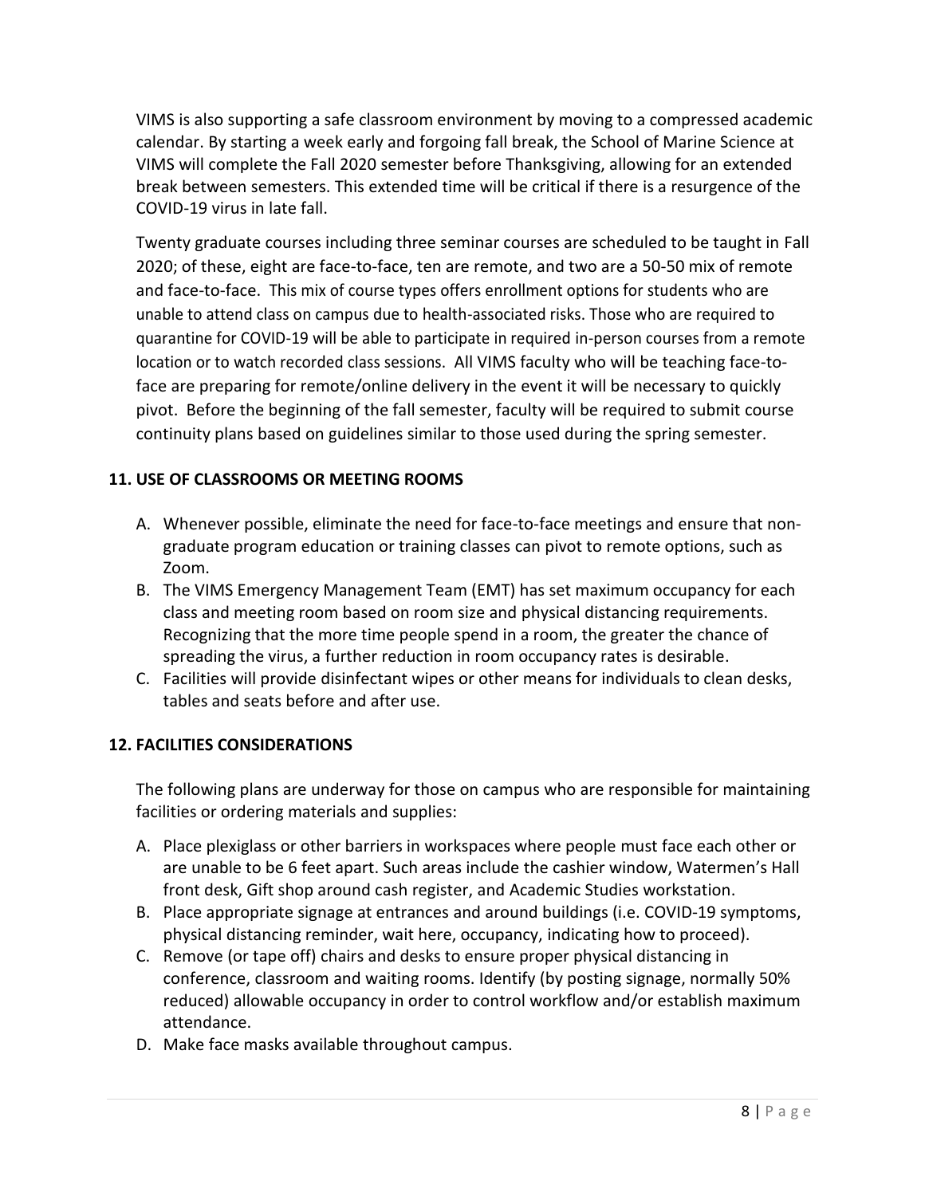VIMS is also supporting a safe classroom environment by moving to a compressed academic calendar. By starting a week early and forgoing fall break, the School of Marine Science at VIMS will complete the Fall 2020 semester before Thanksgiving, allowing for an extended break between semesters. This extended time will be critical if there is a resurgence of the COVID-19 virus in late fall.

Twenty graduate courses including three seminar courses are scheduled to be taught in Fall 2020; of these, eight are face-to-face, ten are remote, and two are a 50-50 mix of remote and face-to-face. This mix of course types offers enrollment options for students who are unable to attend class on campus due to health-associated risks. Those who are required to quarantine for COVID-19 will be able to participate in required in-person courses from a remote location or to watch recorded class sessions. All VIMS faculty who will be teaching face-to-face are preparing for remote/online delivery in the event it will be necessary to quickly pivot. Before the beginning of the fall semester, faculty will be required to submit course continuity plans based on guidelines similar to those used during the spring semester.

## 11. USE OF CLASSROOMS OR MEETING ROOMS

A. Whenever possible, eliminate the need for face-to-face meetings and ensure that non-graduate program education or training classes can pivot to remote options, such as Zoom.
B. The VIMS Emergency Management Team (EMT) has set maximum occupancy for each class and meeting room based on room size and physical distancing requirements. Recognizing that the more time people spend in a room, the greater the chance of spreading the virus, a further reduction in room occupancy rates is desirable.
C. Facilities will provide disinfectant wipes or other means for individuals to clean desks, tables and seats before and after use.

## 12. FACILITIES CONSIDERATIONS

The following plans are underway for those on campus who are responsible for maintaining facilities or ordering materials and supplies:

A. Place plexiglass or other barriers in workspaces where people must face each other or are unable to be 6 feet apart. Such areas include the cashier window, Watermen's Hall front desk, Gift shop around cash register, and Academic Studies workstation.
B. Place appropriate signage at entrances and around buildings (i.e. COVID-19 symptoms, physical distancing reminder, wait here, occupancy, indicating how to proceed).
C. Remove (or tape off) chairs and desks to ensure proper physical distancing in conference, classroom and waiting rooms. Identify (by posting signage, normally 50% reduced) allowable occupancy in order to control workflow and/or establish maximum attendance.
D. Make face masks available throughout campus.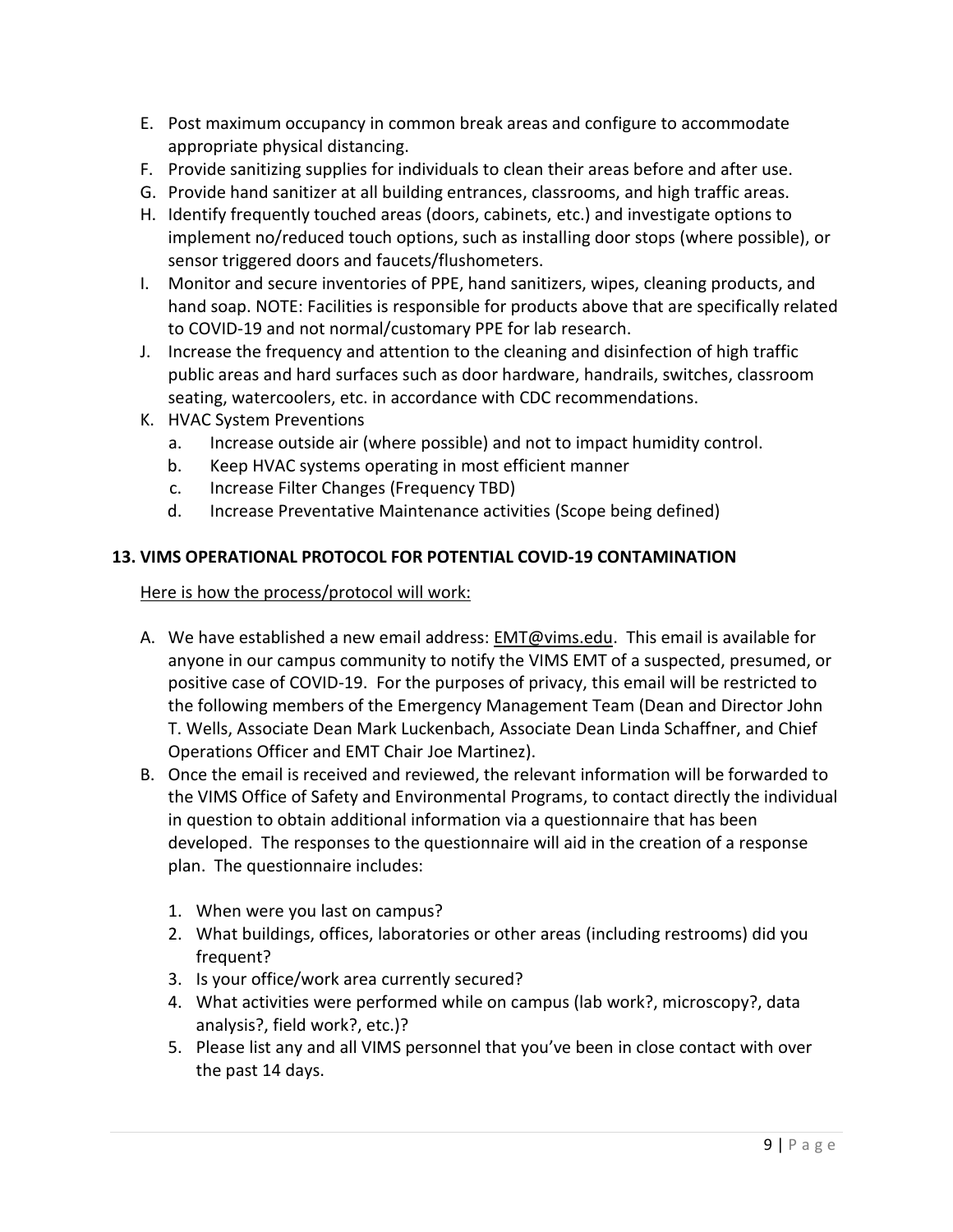E. Post maximum occupancy in common break areas and configure to accommodate appropriate physical distancing.
F. Provide sanitizing supplies for individuals to clean their areas before and after use.
G. Provide hand sanitizer at all building entrances, classrooms, and high traffic areas.
H. Identify frequently touched areas (doors, cabinets, etc.) and investigate options to implement no/reduced touch options, such as installing door stops (where possible), or sensor triggered doors and faucets/flushometers.
I. Monitor and secure inventories of PPE, hand sanitizers, wipes, cleaning products, and hand soap. NOTE: Facilities is responsible for products above that are specifically related to COVID-19 and not normal/customary PPE for lab research.
J. Increase the frequency and attention to the cleaning and disinfection of high traffic public areas and hard surfaces such as door hardware, handrails, switches, classroom seating, watercoolers, etc. in accordance with CDC recommendations.
K. HVAC System Preventions
   a. Increase outside air (where possible) and not to impact humidity control.
   b. Keep HVAC systems operating in most efficient manner
   c. Increase Filter Changes (Frequency TBD)
   d. Increase Preventative Maintenance activities (Scope being defined)

## 13. VIMS OPERATIONAL PROTOCOL FOR POTENTIAL COVID-19 CONTAMINATION

Here is how the process/protocol will work:

A. We have established a new email address: EMT@vims.edu. This email is available for anyone in our campus community to notify the VIMS EMT of a suspected, presumed, or positive case of COVID-19. For the purposes of privacy, this email will be restricted to the following members of the Emergency Management Team (Dean and Director John T. Wells, Associate Dean Mark Luckenbach, Associate Dean Linda Schaffner, and Chief Operations Officer and EMT Chair Joe Martinez).
B. Once the email is received and reviewed, the relevant information will be forwarded to the VIMS Office of Safety and Environmental Programs, to contact directly the individual in question to obtain additional information via a questionnaire that has been developed. The responses to the questionnaire will aid in the creation of a response plan. The questionnaire includes:
   1. When were you last on campus?
   2. What buildings, offices, laboratories or other areas (including restrooms) did you frequent?
   3. Is your office/work area currently secured?
   4. What activities were performed while on campus (lab work?, microscopy?, data analysis?, field work?, etc.)?
   5. Please list any and all VIMS personnel that you've been in close contact with over the past 14 days.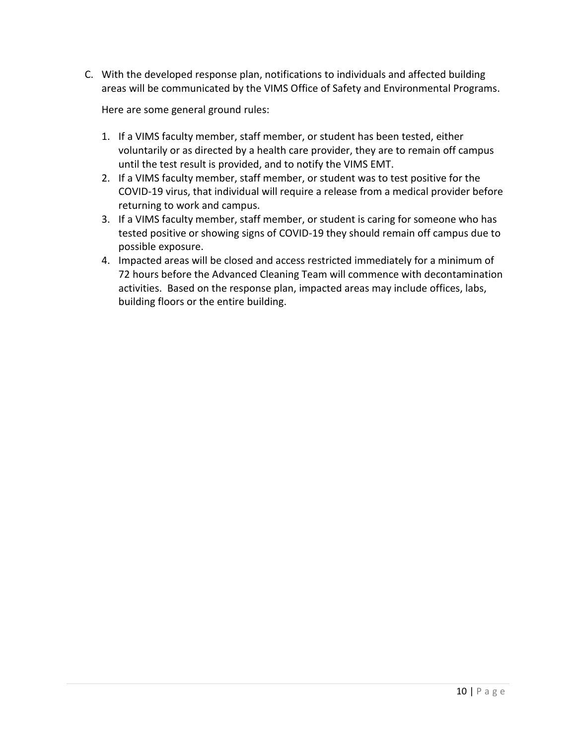C. With the developed response plan, notifications to individuals and affected building areas will be communicated by the VIMS Office of Safety and Environmental Programs.

   Here are some general ground rules:

   1. If a VIMS faculty member, staff member, or student has been tested, either voluntarily or as directed by a health care provider, they are to remain off campus until the test result is provided, and to notify the VIMS EMT.
   2. If a VIMS faculty member, staff member, or student was to test positive for the COVID-19 virus, that individual will require a release from a medical provider before returning to work and campus.
   3. If a VIMS faculty member, staff member, or student is caring for someone who has tested positive or showing signs of COVID-19 they should remain off campus due to possible exposure.
   4. Impacted areas will be closed and access restricted immediately for a minimum of 72 hours before the Advanced Cleaning Team will commence with decontamination activities. Based on the response plan, impacted areas may include offices, labs, building floors or the entire building.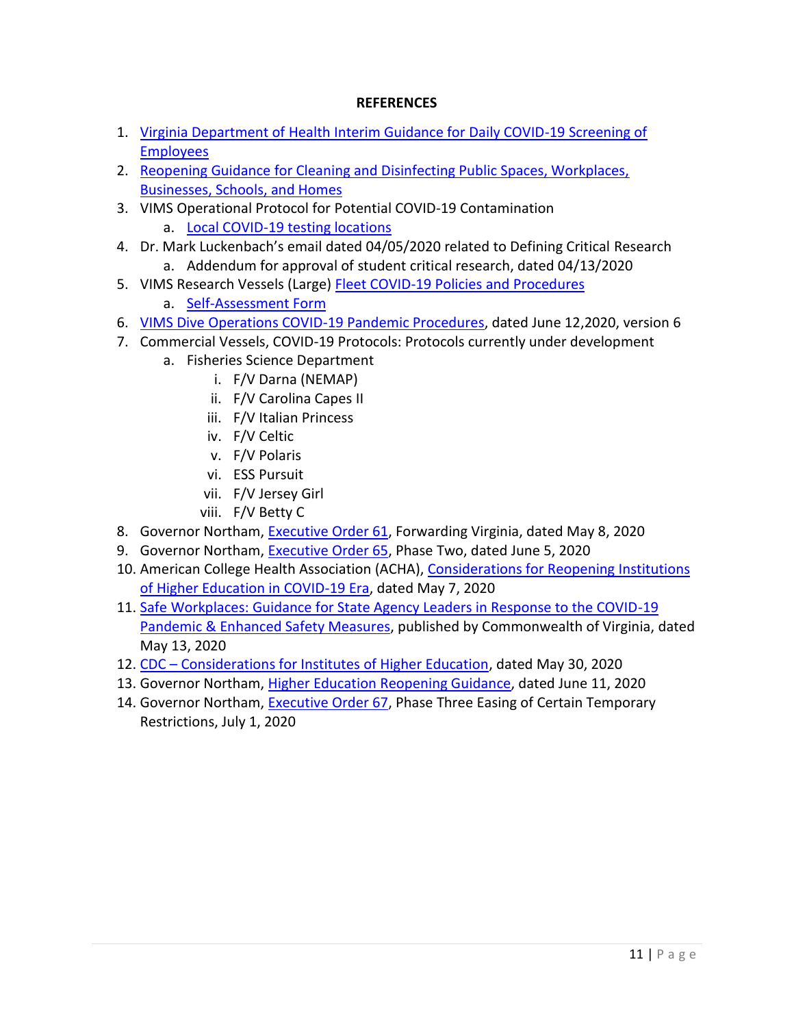**REFERENCES**

1. Virginia Department of Health Interim Guidance for Daily COVID-19 Screening of Employees
2. Reopening Guidance for Cleaning and Disinfecting Public Spaces, Workplaces, Businesses, Schools, and Homes
3. VIMS Operational Protocol for Potential COVID-19 Contamination
   a. Local COVID-19 testing locations
4. Dr. Mark Luckenbach's email dated 04/05/2020 related to Defining Critical Research
   a. Addendum for approval of student critical research, dated 04/13/2020
5. VIMS Research Vessels (Large) Fleet COVID-19 Policies and Procedures
   a. Self-Assessment Form
6. VIMS Dive Operations COVID-19 Pandemic Procedures, dated June 12,2020, version 6
7. Commercial Vessels, COVID-19 Protocols: Protocols currently under development
   a. Fisheries Science Department
      i. F/V Darna (NEMAP)
      ii. F/V Carolina Capes II
      iii. F/V Italian Princess
      iv. F/V Celtic
      v. F/V Polaris
      vi. ESS Pursuit
      vii. F/V Jersey Girl
      viii. F/V Betty C
8. Governor Northam, Executive Order 61, Forwarding Virginia, dated May 8, 2020
9. Governor Northam, Executive Order 65, Phase Two, dated June 5, 2020
10. American College Health Association (ACHA), Considerations for Reopening Institutions of Higher Education in COVID-19 Era, dated May 7, 2020
11. Safe Workplaces: Guidance for State Agency Leaders in Response to the COVID-19 Pandemic & Enhanced Safety Measures, published by Commonwealth of Virginia, dated May 13, 2020
12. CDC – Considerations for Institutes of Higher Education, dated May 30, 2020
13. Governor Northam, Higher Education Reopening Guidance, dated June 11, 2020
14. Governor Northam, Executive Order 67, Phase Three Easing of Certain Temporary Restrictions, July 1, 2020